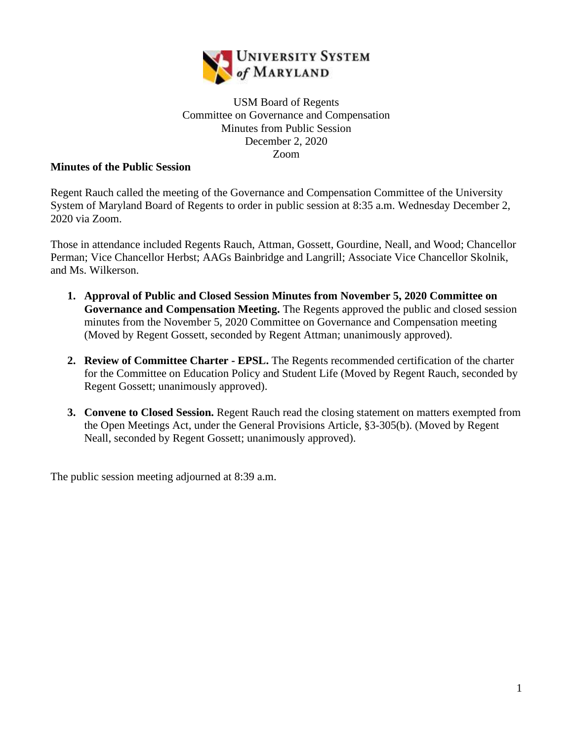USM Board of Regents
Committee on Governance and Compensation
Minutes from Public Session
December 2, 2020
Zoom

**Minutes of the Public Session**

Regent Rauch called the meeting of the Governance and Compensation Committee of the University System of Maryland Board of Regents to order in public session at 8:35 a.m. Wednesday December 2, 2020 via Zoom.

Those in attendance included Regents Rauch, Attman, Gossett, Gourdine, Neall, and Wood; Chancellor Perman; Vice Chancellor Herbst; AAGs Bainbridge and Langrill; Associate Vice Chancellor Skolnik, and Ms. Wilkerson.

1. **Approval of Public and Closed Session Minutes from November 5, 2020 Committee on Governance and Compensation Meeting.** The Regents approved the public and closed session minutes from the November 5, 2020 Committee on Governance and Compensation meeting (Moved by Regent Gossett, seconded by Regent Attman; unanimously approved).

2. **Review of Committee Charter - EPSL.** The Regents recommended certification of the charter for the Committee on Education Policy and Student Life (Moved by Regent Rauch, seconded by Regent Gossett; unanimously approved).

3. **Convene to Closed Session.** Regent Rauch read the closing statement on matters exempted from the Open Meetings Act, under the General Provisions Article, §3-305(b). (Moved by Regent Neall, seconded by Regent Gossett; unanimously approved).

The public session meeting adjourned at 8:39 a.m.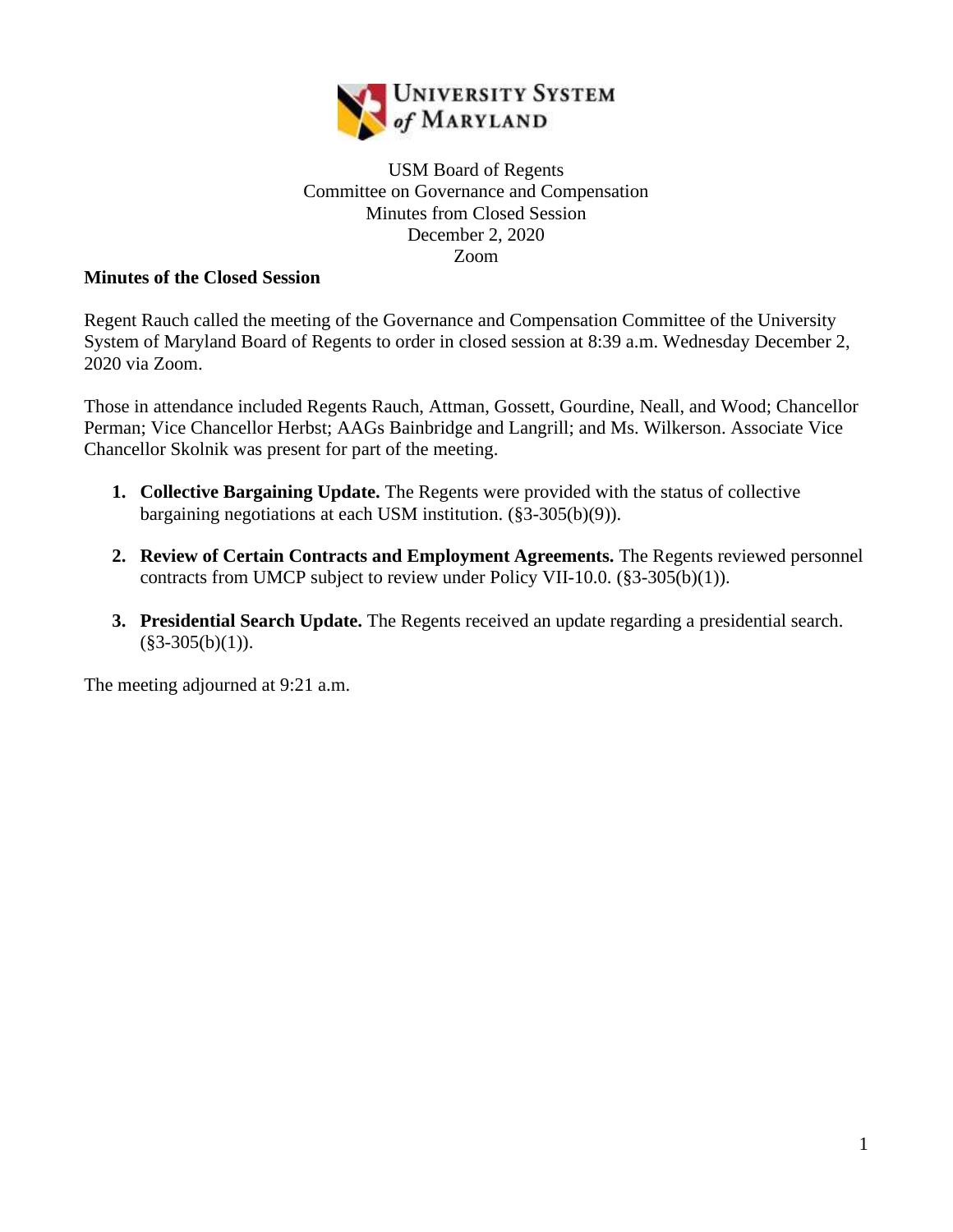USM Board of Regents
Committee on Governance and Compensation
Minutes from Closed Session
December 2, 2020
Zoom

**Minutes of the Closed Session**

Regent Rauch called the meeting of the Governance and Compensation Committee of the University System of Maryland Board of Regents to order in closed session at 8:39 a.m. Wednesday December 2, 2020 via Zoom.

Those in attendance included Regents Rauch, Attman, Gossett, Gourdine, Neall, and Wood; Chancellor Perman; Vice Chancellor Herbst; AAGs Bainbridge and Langrill; and Ms. Wilkerson. Associate Vice Chancellor Skolnik was present for part of the meeting.

1. **Collective Bargaining Update.** The Regents were provided with the status of collective bargaining negotiations at each USM institution. (§3-305(b)(9)).

2. **Review of Certain Contracts and Employment Agreements.** The Regents reviewed personnel contracts from UMCP subject to review under Policy VII-10.0. (§3-305(b)(1)).

3. **Presidential Search Update.** The Regents received an update regarding a presidential search. (§3-305(b)(1)).

The meeting adjourned at 9:21 a.m.